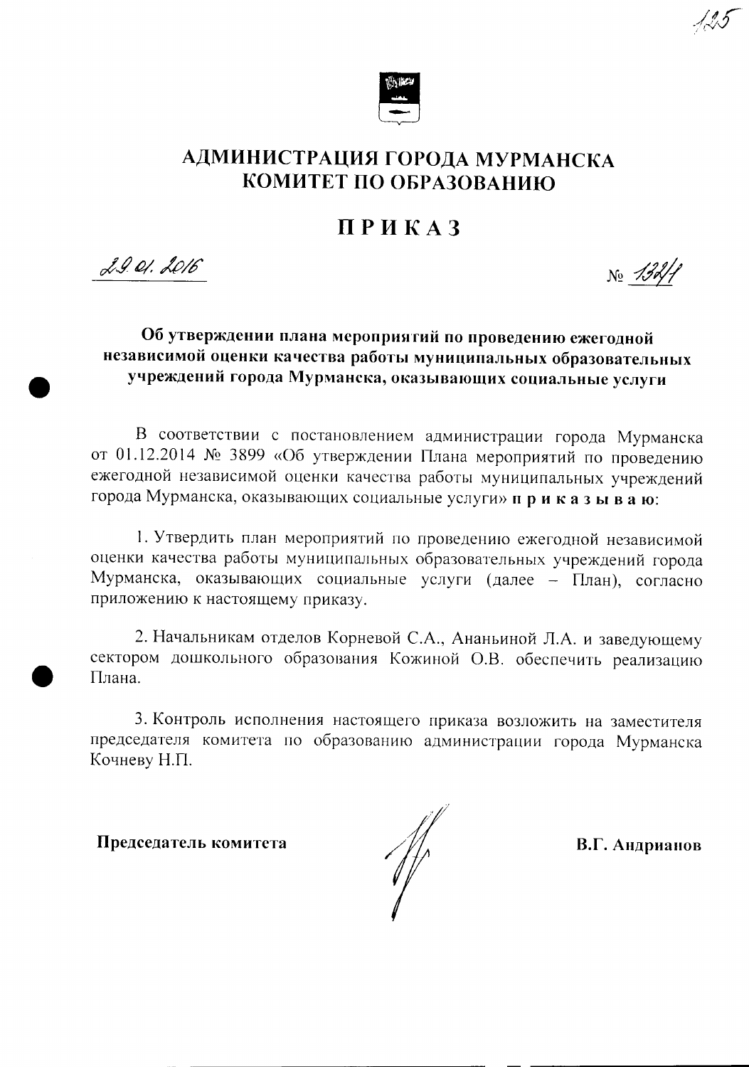# АДМИНИСТРАЦИЯ ГОРОДА МУРМАНСКА
# КОМИТЕТ ПО ОБРАЗОВАНИЮ

## ПРИКАЗ

29.01.2016 № 132/1

**Об утверждении плана мероприятий по проведению ежегодной независимой оценки качества работы муниципальных образовательных учреждений города Мурманска, оказывающих социальные услуги**

В соответствии с постановлением администрации города Мурманска от 01.12.2014 № 3899 «Об утверждении Плана мероприятий по проведению ежегодной независимой оценки качества работы муниципальных учреждений города Мурманска, оказывающих социальные услуги» **п р и к а з ы в а ю**:

1. Утвердить план мероприятий по проведению ежегодной независимой оценки качества работы муниципальных образовательных учреждений города Мурманска, оказывающих социальные услуги (далее – План), согласно приложению к настоящему приказу.

2. Начальникам отделов Корневой С.А., Ананьиной Л.А. и заведующему сектором дошкольного образования Кожиной О.В. обеспечить реализацию Плана.

3. Контроль исполнения настоящего приказа возложить на заместителя председателя комитета по образованию администрации города Мурманска Кочневу Н.П.

**Председатель комитета** **В.Г. Андрианов**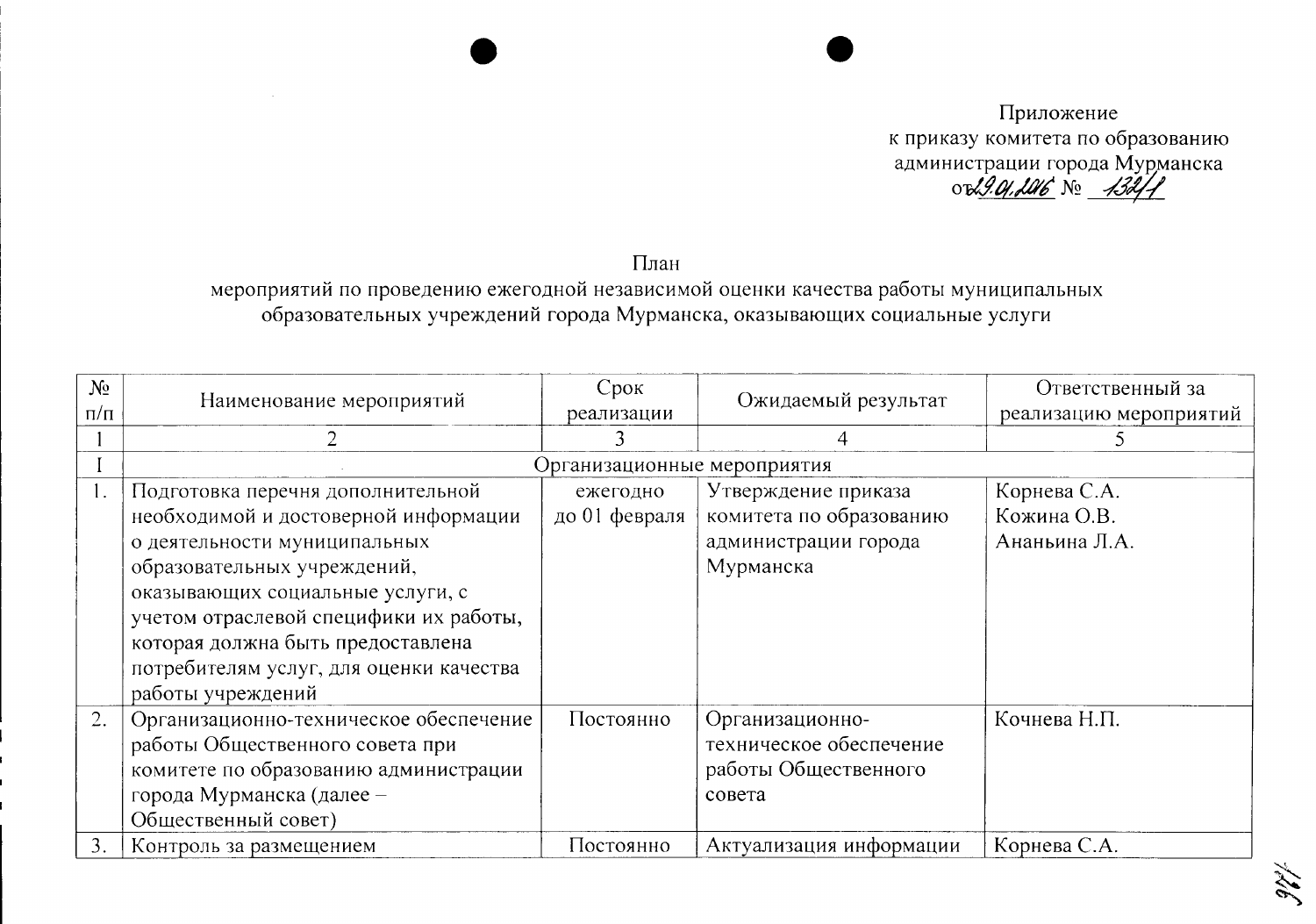Приложение
к приказу комитета по образованию
администрации города Мурманска
от 29.01.2016 № 132/1

План
мероприятий по проведению ежегодной независимой оценки качества работы муниципальных образовательных учреждений города Мурманска, оказывающих социальные услуги

| № п/п | Наименование мероприятий | Срок реализации | Ожидаемый результат | Ответственный за реализацию мероприятий |
|---|---|---|---|---|
| 1 | 2 | 3 | 4 | 5 |
| I | Организационные мероприятия | | | |
| 1. | Подготовка перечня дополнительной необходимой и достоверной информации о деятельности муниципальных образовательных учреждений, оказывающих социальные услуги, с учетом отраслевой специфики их работы, которая должна быть предоставлена потребителям услуг, для оценки качества работы учреждений | ежегодно до 01 февраля | Утверждение приказа комитета по образованию администрации города Мурманска | Корнева С.А. Кожина О.В. Ананьина Л.А. |
| 2. | Организационно-техническое обеспечение работы Общественного совета при комитете по образованию администрации города Мурманска (далее – Общественный совет) | Постоянно | Организационно-техническое обеспечение работы Общественного совета | Кочнева Н.П. |
| 3. | Контроль за размещением | Постоянно | Актуализация информации | Корнева С.А. |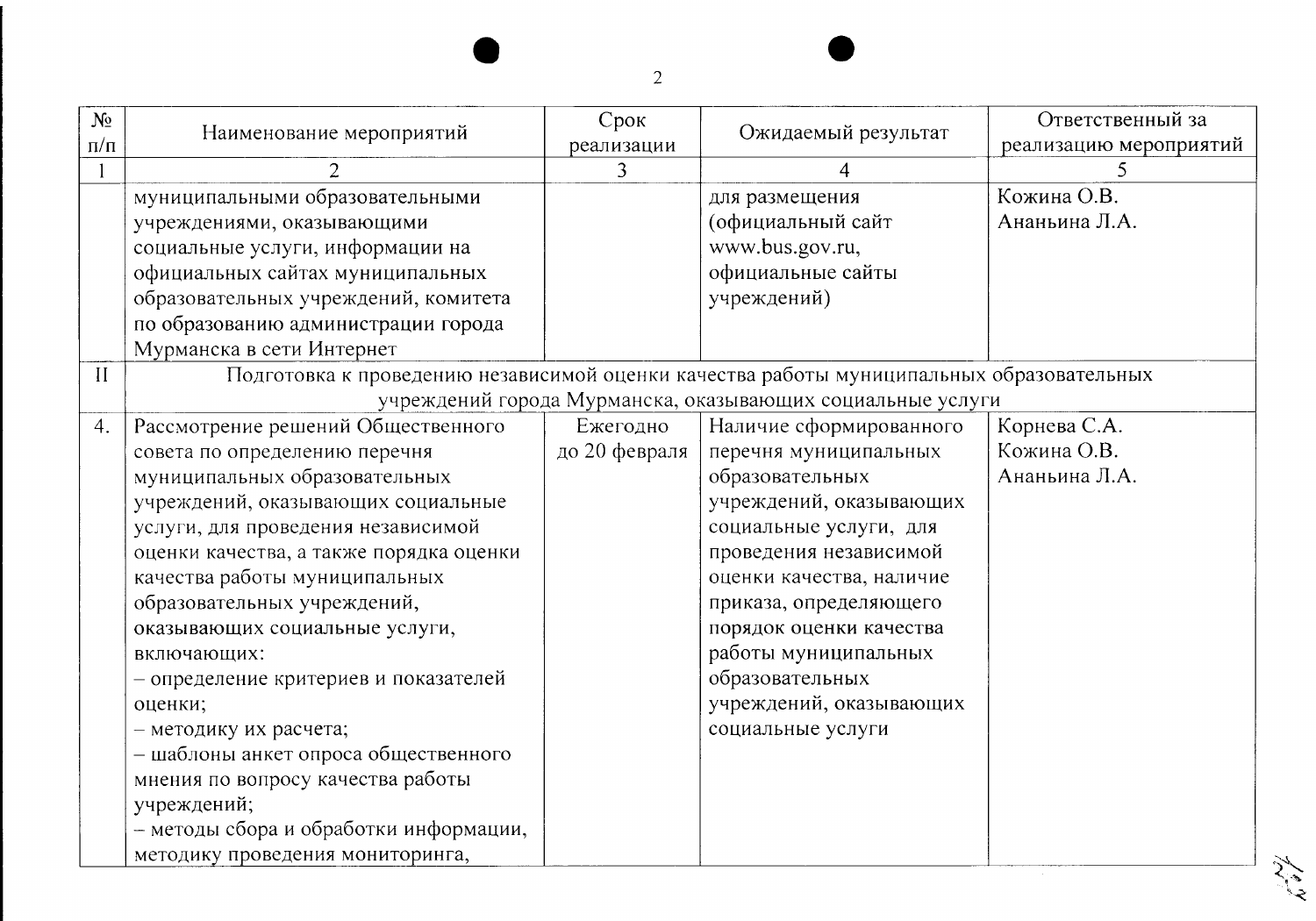| № п/п | Наименование мероприятий | Срок реализации | Ожидаемый результат | Ответственный за реализацию мероприятий |
|---|---|---|---|---|
| 1 | 2 | 3 | 4 | 5 |
| | муниципальными образовательными учреждениями, оказывающими социальные услуги, информации на официальных сайтах муниципальных образовательных учреждений, комитета по образованию администрации города Мурманска в сети Интернет | | для размещения (официальный сайт www.bus.gov.ru, официальные сайты учреждений) | Кожина О.В. Ананьина Л.А. |
| II | Подготовка к проведению независимой оценки качества работы муниципальных образовательных учреждений города Мурманска, оказывающих социальные услуги | | | |
| 4. | Рассмотрение решений Общественного совета по определению перечня муниципальных образовательных учреждений, оказывающих социальные услуги, для проведения независимой оценки качества, а также порядка оценки качества работы муниципальных образовательных учреждений, оказывающих социальные услуги, включающих:<br>– определение критериев и показателей оценки;<br>– методику их расчета;<br>– шаблоны анкет опроса общественного мнения по вопросу качества работы учреждений;<br>– методы сбора и обработки информации, методику проведения мониторинга, | Ежегодно до 20 февраля | Наличие сформированного перечня муниципальных образовательных учреждений, оказывающих социальные услуги, для проведения независимой оценки качества, наличие приказа, определяющего порядок оценки качества работы муниципальных образовательных учреждений, оказывающих социальные услуги | Корнева С.А. Кожина О.В. Ананьина Л.А. |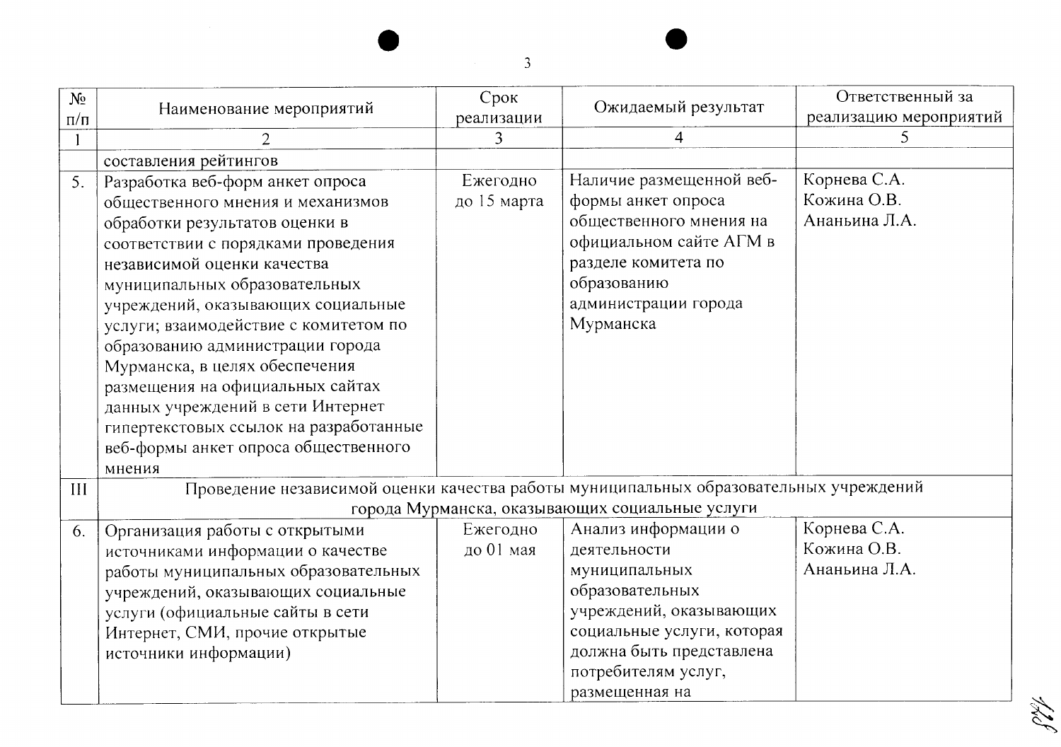| № п/п | Наименование мероприятий | Срок реализации | Ожидаемый результат | Ответственный за реализацию мероприятий |
|---|---|---|---|---|
| 1 | 2 | 3 | 4 | 5 |
| | составления рейтингов | | | |
| 5. | Разработка веб-форм анкет опроса общественного мнения и механизмов обработки результатов оценки в соответствии с порядками проведения независимой оценки качества муниципальных образовательных учреждений, оказывающих социальные услуги; взаимодействие с комитетом по образованию администрации города Мурманска, в целях обеспечения размещения на официальных сайтах данных учреждений в сети Интернет гипертекстовых ссылок на разработанные веб-формы анкет опроса общественного мнения | Ежегодно до 15 марта | Наличие размещенной веб-формы анкет опроса общественного мнения на официальном сайте АГМ в разделе комитета по образованию администрации города Мурманска | Корнева С.А. Кожина О.В. Ананьина Л.А. |
| III | Проведение независимой оценки качества работы муниципальных образовательных учреждений города Мурманска, оказывающих социальные услуги | | | |
| 6. | Организация работы с открытыми источниками информации о качестве работы муниципальных образовательных учреждений, оказывающих социальные услуги (официальные сайты в сети Интернет, СМИ, прочие открытые источники информации) | Ежегодно до 01 мая | Анализ информации о деятельности муниципальных образовательных учреждений, оказывающих социальные услуги, которая должна быть представлена потребителям услуг, размещенная на | Корнева С.А. Кожина О.В. Ананьина Л.А. |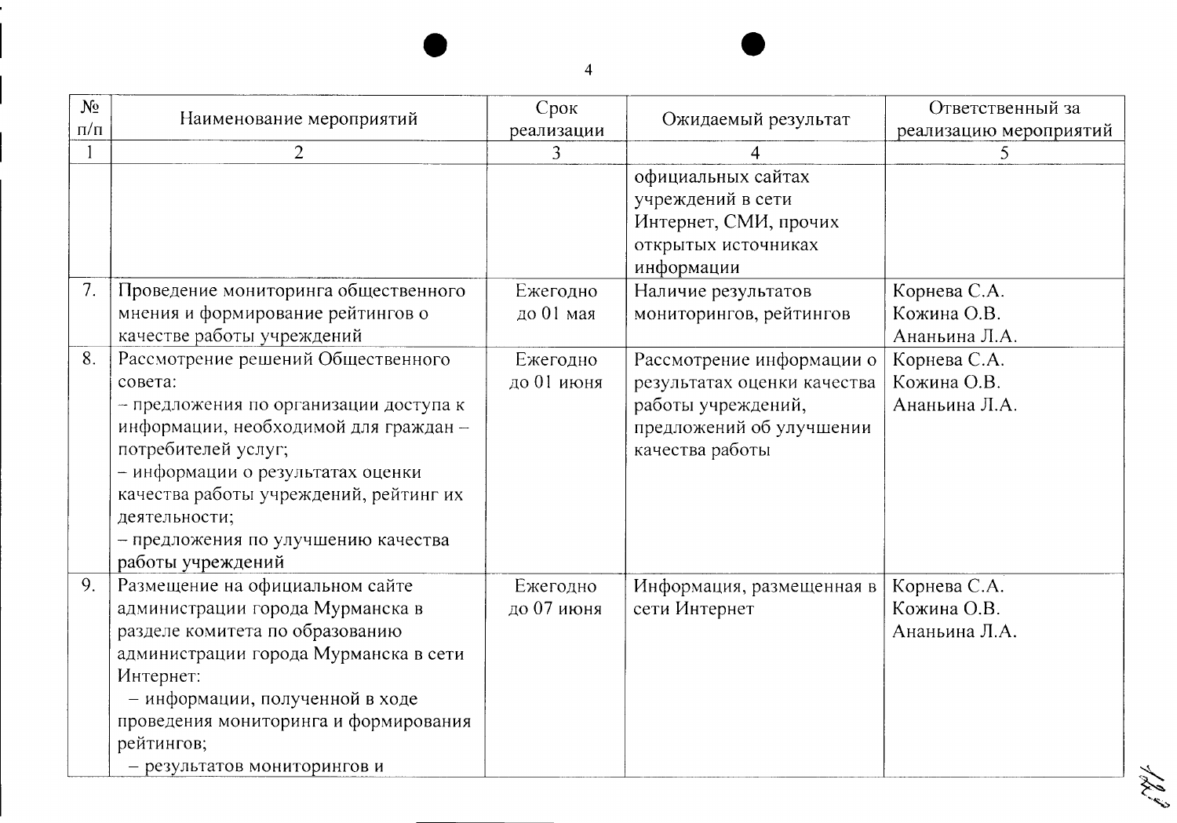| № п/п | Наименование мероприятий | Срок реализации | Ожидаемый результат | Ответственный за реализацию мероприятий |
|---|---|---|---|---|
| 1 | 2 | 3 | 4 | 5 |
| | | | официальных сайтах учреждений в сети Интернет, СМИ, прочих открытых источниках информации | |
| 7. | Проведение мониторинга общественного мнения и формирование рейтингов о качестве работы учреждений | Ежегодно до 01 мая | Наличие результатов мониторингов, рейтингов | Корнева С.А. Кожина О.В. Ананьина Л.А. |
| 8. | Рассмотрение решений Общественного совета: – предложения по организации доступа к информации, необходимой для граждан – потребителей услуг; – информации о результатах оценки качества работы учреждений, рейтинг их деятельности; – предложения по улучшению качества работы учреждений | Ежегодно до 01 июня | Рассмотрение информации о результатах оценки качества работы учреждений, предложений об улучшении качества работы | Корнева С.А. Кожина О.В. Ананьина Л.А. |
| 9. | Размещение на официальном сайте администрации города Мурманска в разделе комитета по образованию администрации города Мурманска в сети Интернет: – информации, полученной в ходе проведения мониторинга и формирования рейтингов; – результатов мониторингов и | Ежегодно до 07 июня | Информация, размещенная в сети Интернет | Корнева С.А. Кожина О.В. Ананьина Л.А. |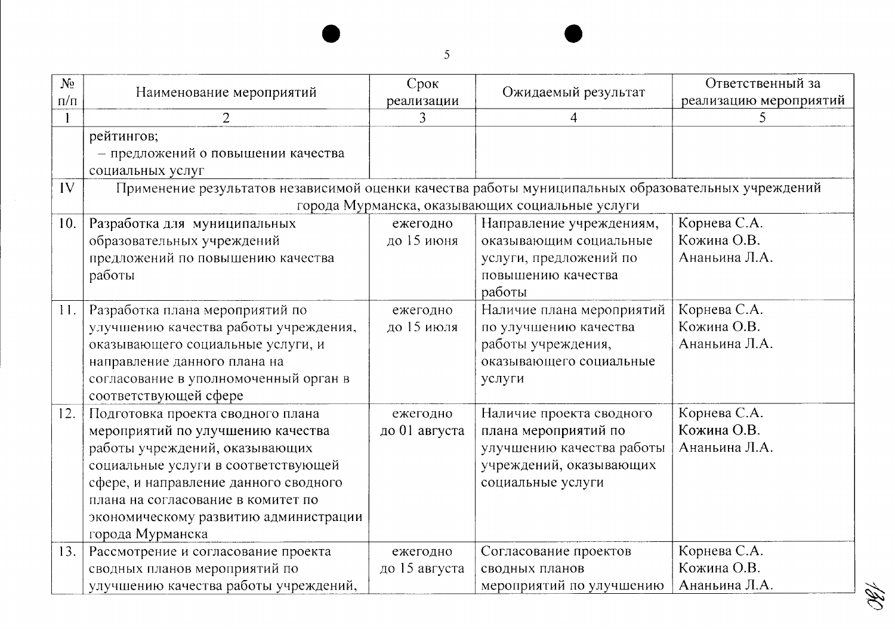| № п/п | Наименование мероприятий | Срок реализации | Ожидаемый результат | Ответственный за реализацию мероприятий |
|---|---|---|---|---|
| 1 | 2 | 3 | 4 | 5 |
| | рейтингов;<br>– предложений о повышении качества социальных услуг | | | |
| IV | Применение результатов независимой оценки качества работы муниципальных образовательных учреждений города Мурманска, оказывающих социальные услуги | | | |
| 10. | Разработка для муниципальных образовательных учреждений предложений по повышению качества работы | ежегодно до 15 июня | Направление учреждениям, оказывающим социальные услуги, предложений по повышению качества работы | Корнева С.А.<br>Кожина О.В.<br>Ананьина Л.А. |
| 11. | Разработка плана мероприятий по улучшению качества работы учреждения, оказывающего социальные услуги, и направление данного плана на согласование в уполномоченный орган в соответствующей сфере | ежегодно до 15 июля | Наличие плана мероприятий по улучшению качества работы учреждения, оказывающего социальные услуги | Корнева С.А.<br>Кожина О.В.<br>Ананьина Л.А. |
| 12. | Подготовка проекта сводного плана мероприятий по улучшению качества работы учреждений, оказывающих социальные услуги в соответствующей сфере, и направление данного сводного плана на согласование в комитет по экономическому развитию администрации города Мурманска | ежегодно до 01 августа | Наличие проекта сводного плана мероприятий по улучшению качества работы учреждений, оказывающих социальные услуги | Корнева С.А.<br>Кожина О.В.<br>Ананьина Л.А. |
| 13. | Рассмотрение и согласование проекта сводных планов мероприятий по улучшению качества работы учреждений, | ежегодно до 15 августа | Согласование проектов сводных планов мероприятий по улучшению | Корнева С.А.<br>Кожина О.В.<br>Ананьина Л.А. |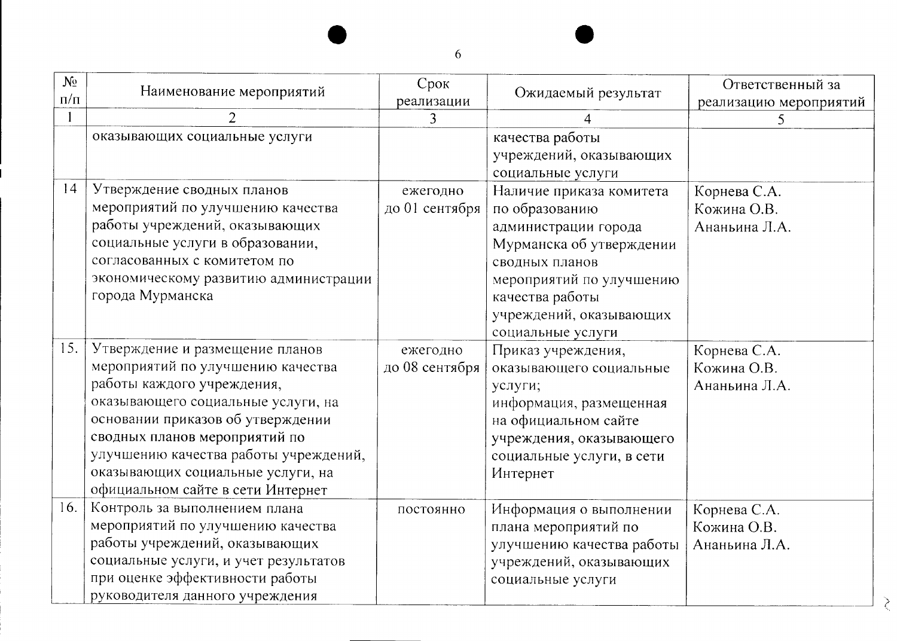| № п/п | Наименование мероприятий | Срок реализации | Ожидаемый результат | Ответственный за реализацию мероприятий |
|---|---|---|---|---|
| 1 | 2 | 3 | 4 | 5 |
| | оказывающих социальные услуги | | качества работы учреждений, оказывающих социальные услуги | |
| 14 | Утверждение сводных планов мероприятий по улучшению качества работы учреждений, оказывающих социальные услуги в образовании, согласованных с комитетом по экономическому развитию администрации города Мурманска | ежегодно до 01 сентября | Наличие приказа комитета по образованию администрации города Мурманска об утверждении сводных планов мероприятий по улучшению качества работы учреждений, оказывающих социальные услуги | Корнева С.А. Кожина О.В. Ананьина Л.А. |
| 15. | Утверждение и размещение планов мероприятий по улучшению качества работы каждого учреждения, оказывающего социальные услуги, на основании приказов об утверждении сводных планов мероприятий по улучшению качества работы учреждений, оказывающих социальные услуги, на официальном сайте в сети Интернет | ежегодно до 08 сентября | Приказ учреждения, оказывающего социальные услуги; информация, размещенная на официальном сайте учреждения, оказывающего социальные услуги, в сети Интернет | Корнева С.А. Кожина О.В. Ананьина Л.А. |
| 16. | Контроль за выполнением плана мероприятий по улучшению качества работы учреждений, оказывающих социальные услуги, и учет результатов при оценке эффективности работы руководителя данного учреждения | постоянно | Информация о выполнении плана мероприятий по улучшению качества работы учреждений, оказывающих социальные услуги | Корнева С.А. Кожина О.В. Ананьина Л.А. |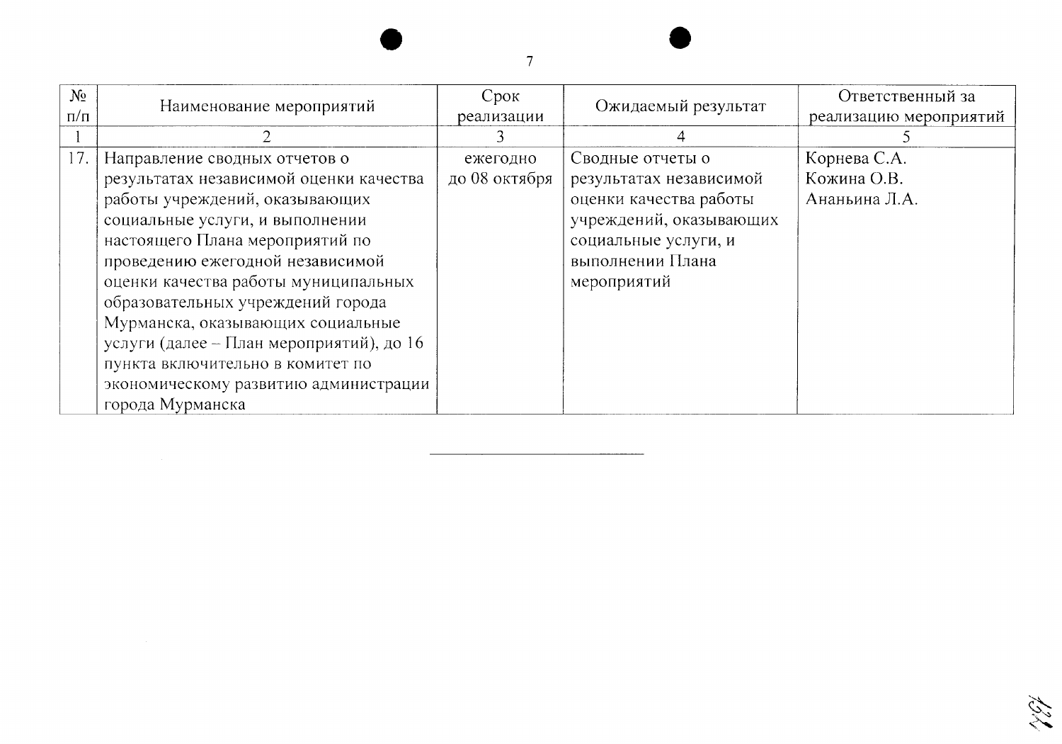| № п/п | Наименование мероприятий | Срок реализации | Ожидаемый результат | Ответственный за реализацию мероприятий |
|---|---|---|---|---|
| 1 | 2 | 3 | 4 | 5 |
| 17. | Направление сводных отчетов о результатах независимой оценки качества работы учреждений, оказывающих социальные услуги, и выполнении настоящего Плана мероприятий по проведению ежегодной независимой оценки качества работы муниципальных образовательных учреждений города Мурманска, оказывающих социальные услуги (далее – План мероприятий), до 16 пункта включительно в комитет по экономическому развитию администрации города Мурманска | ежегодно до 08 октября | Сводные отчеты о результатах независимой оценки качества работы учреждений, оказывающих социальные услуги, и выполнении Плана мероприятий | Корнева С.А. Кожина О.В. Ананьина Л.А. |